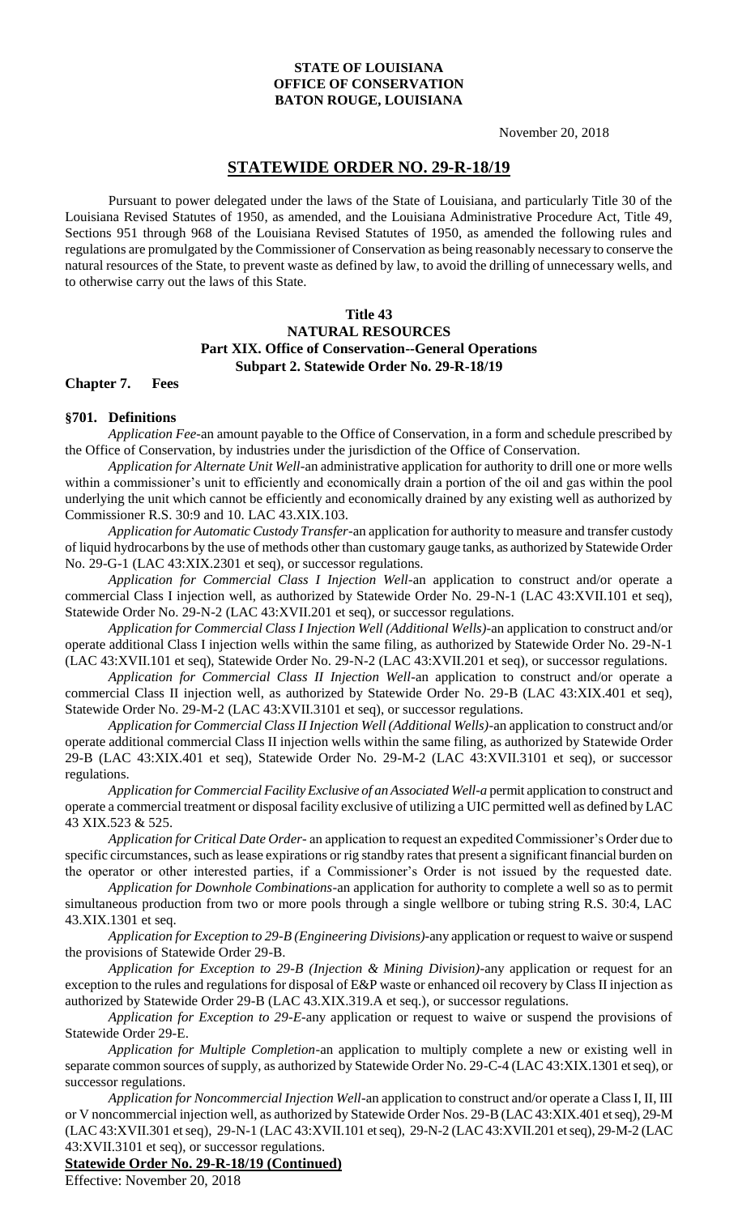**STATE OF LOUISIANA**
**OFFICE OF CONSERVATION**
**BATON ROUGE, LOUISIANA**

November 20, 2018

# STATEWIDE ORDER NO. 29-R-18/19

Pursuant to power delegated under the laws of the State of Louisiana, and particularly Title 30 of the Louisiana Revised Statutes of 1950, as amended, and the Louisiana Administrative Procedure Act, Title 49, Sections 951 through 968 of the Louisiana Revised Statutes of 1950, as amended the following rules and regulations are promulgated by the Commissioner of Conservation as being reasonably necessary to conserve the natural resources of the State, to prevent waste as defined by law, to avoid the drilling of unnecessary wells, and to otherwise carry out the laws of this State.

## Title 43
## NATURAL RESOURCES
## Part XIX. Office of Conservation--General Operations
## Subpart 2. Statewide Order No. 29-R-18/19

**Chapter 7. Fees**

### §701. Definitions

*Application Fee*-an amount payable to the Office of Conservation, in a form and schedule prescribed by the Office of Conservation, by industries under the jurisdiction of the Office of Conservation.

*Application for Alternate Unit Well*-an administrative application for authority to drill one or more wells within a commissioner's unit to efficiently and economically drain a portion of the oil and gas within the pool underlying the unit which cannot be efficiently and economically drained by any existing well as authorized by Commissioner R.S. 30:9 and 10. LAC 43.XIX.103.

*Application for Automatic Custody Transfer*-an application for authority to measure and transfer custody of liquid hydrocarbons by the use of methods other than customary gauge tanks, as authorized by Statewide Order No. 29-G-1 (LAC 43:XIX.2301 et seq), or successor regulations.

*Application for Commercial Class I Injection Well*-an application to construct and/or operate a commercial Class I injection well, as authorized by Statewide Order No. 29-N-1 (LAC 43:XVII.101 et seq), Statewide Order No. 29-N-2 (LAC 43:XVII.201 et seq), or successor regulations.

*Application for Commercial Class I Injection Well (Additional Wells)*-an application to construct and/or operate additional Class I injection wells within the same filing, as authorized by Statewide Order No. 29-N-1 (LAC 43:XVII.101 et seq), Statewide Order No. 29-N-2 (LAC 43:XVII.201 et seq), or successor regulations.

*Application for Commercial Class II Injection Well*-an application to construct and/or operate a commercial Class II injection well, as authorized by Statewide Order No. 29-B (LAC 43:XIX.401 et seq), Statewide Order No. 29-M-2 (LAC 43:XVII.3101 et seq), or successor regulations.

*Application for Commercial Class II Injection Well (Additional Wells)*-an application to construct and/or operate additional commercial Class II injection wells within the same filing, as authorized by Statewide Order 29-B (LAC 43:XIX.401 et seq), Statewide Order No. 29-M-2 (LAC 43:XVII.3101 et seq), or successor regulations.

*Application for Commercial Facility Exclusive of an Associated Well-a* permit application to construct and operate a commercial treatment or disposal facility exclusive of utilizing a UIC permitted well as defined by LAC 43 XIX.523 & 525.

*Application for Critical Date Order*- an application to request an expedited Commissioner's Order due to specific circumstances, such as lease expirations or rig standby rates that present a significant financial burden on the operator or other interested parties, if a Commissioner's Order is not issued by the requested date.

*Application for Downhole Combinations*-an application for authority to complete a well so as to permit simultaneous production from two or more pools through a single wellbore or tubing string R.S. 30:4, LAC 43.XIX.1301 et seq.

*Application for Exception to 29-B (Engineering Divisions)*-any application or request to waive or suspend the provisions of Statewide Order 29-B.

*Application for Exception to 29-B (Injection & Mining Division)*-any application or request for an exception to the rules and regulations for disposal of E&P waste or enhanced oil recovery by Class II injection as authorized by Statewide Order 29-B (LAC 43.XIX.319.A et seq.), or successor regulations.

*Application for Exception to 29-E*-any application or request to waive or suspend the provisions of Statewide Order 29-E.

*Application for Multiple Completion*-an application to multiply complete a new or existing well in separate common sources of supply, as authorized by Statewide Order No. 29-C-4 (LAC 43:XIX.1301 et seq), or successor regulations.

*Application for Noncommercial Injection Well*-an application to construct and/or operate a Class I, II, III or V noncommercial injection well, as authorized by Statewide Order Nos. 29-B (LAC 43:XIX.401 et seq), 29-M (LAC 43:XVII.301 et seq), 29-N-1 (LAC 43:XVII.101 et seq), 29-N-2 (LAC 43:XVII.201 et seq), 29-M-2 (LAC 43:XVII.3101 et seq), or successor regulations.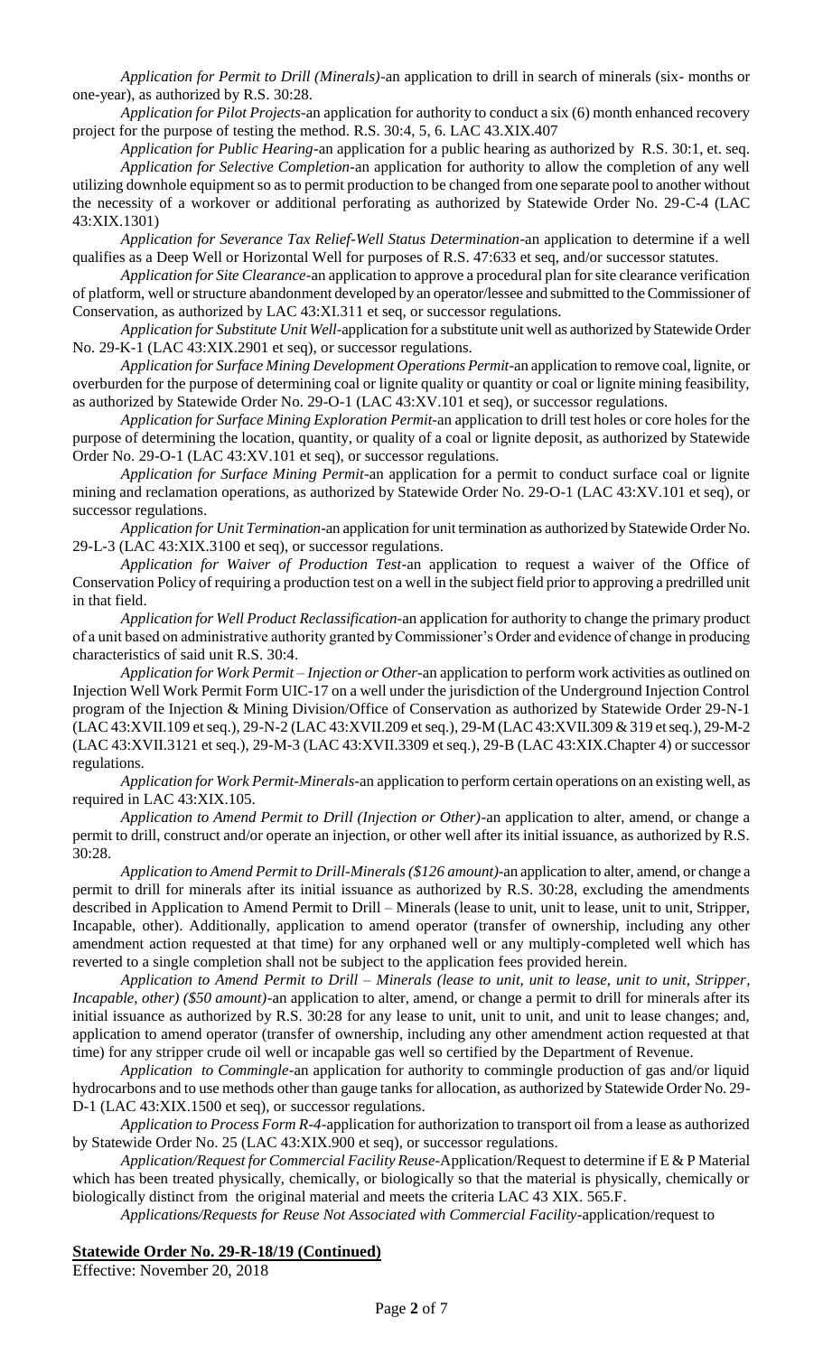*Application for Permit to Drill (Minerals)*-an application to drill in search of minerals (six- months or one-year), as authorized by R.S. 30:28.

*Application for Pilot Projects*-an application for authority to conduct a six (6) month enhanced recovery project for the purpose of testing the method. R.S. 30:4, 5, 6. LAC 43.XIX.407

*Application for Public Hearing*-an application for a public hearing as authorized by R.S. 30:1, et. seq.

*Application for Selective Completion*-an application for authority to allow the completion of any well utilizing downhole equipment so as to permit production to be changed from one separate pool to another without the necessity of a workover or additional perforating as authorized by Statewide Order No. 29-C-4 (LAC 43:XIX.1301)

*Application for Severance Tax Relief-Well Status Determination*-an application to determine if a well qualifies as a Deep Well or Horizontal Well for purposes of R.S. 47:633 et seq, and/or successor statutes.

*Application for Site Clearance*-an application to approve a procedural plan for site clearance verification of platform, well or structure abandonment developed by an operator/lessee and submitted to the Commissioner of Conservation, as authorized by LAC 43:XI.311 et seq, or successor regulations.

*Application for Substitute Unit Well*-application for a substitute unit well as authorized by Statewide Order No. 29-K-1 (LAC 43:XIX.2901 et seq), or successor regulations.

*Application for Surface Mining Development Operations Permit*-an application to remove coal, lignite, or overburden for the purpose of determining coal or lignite quality or quantity or coal or lignite mining feasibility, as authorized by Statewide Order No. 29-O-1 (LAC 43:XV.101 et seq), or successor regulations.

*Application for Surface Mining Exploration Permit*-an application to drill test holes or core holes for the purpose of determining the location, quantity, or quality of a coal or lignite deposit, as authorized by Statewide Order No. 29-O-1 (LAC 43:XV.101 et seq), or successor regulations.

*Application for Surface Mining Permit*-an application for a permit to conduct surface coal or lignite mining and reclamation operations, as authorized by Statewide Order No. 29-O-1 (LAC 43:XV.101 et seq), or successor regulations.

*Application for Unit Termination*-an application for unit termination as authorized by Statewide Order No. 29-L-3 (LAC 43:XIX.3100 et seq), or successor regulations.

*Application for Waiver of Production Test*-an application to request a waiver of the Office of Conservation Policy of requiring a production test on a well in the subject field prior to approving a predrilled unit in that field.

*Application for Well Product Reclassification*-an application for authority to change the primary product of a unit based on administrative authority granted by Commissioner's Order and evidence of change in producing characteristics of said unit R.S. 30:4.

*Application for Work Permit – Injection or Other*-an application to perform work activities as outlined on Injection Well Work Permit Form UIC-17 on a well under the jurisdiction of the Underground Injection Control program of the Injection & Mining Division/Office of Conservation as authorized by Statewide Order 29-N-1 (LAC 43:XVII.109 et seq.), 29-N-2 (LAC 43:XVII.209 et seq.), 29-M (LAC 43:XVII.309 & 319 et seq.), 29-M-2 (LAC 43:XVII.3121 et seq.), 29-M-3 (LAC 43:XVII.3309 et seq.), 29-B (LAC 43:XIX.Chapter 4) or successor regulations.

*Application for Work Permit-Minerals*-an application to perform certain operations on an existing well, as required in LAC 43:XIX.105.

*Application to Amend Permit to Drill (Injection or Other)*-an application to alter, amend, or change a permit to drill, construct and/or operate an injection, or other well after its initial issuance, as authorized by R.S. 30:28.

*Application to Amend Permit to Drill-Minerals ($126 amount)*-an application to alter, amend, or change a permit to drill for minerals after its initial issuance as authorized by R.S. 30:28, excluding the amendments described in Application to Amend Permit to Drill – Minerals (lease to unit, unit to lease, unit to unit, Stripper, Incapable, other). Additionally, application to amend operator (transfer of ownership, including any other amendment action requested at that time) for any orphaned well or any multiply-completed well which has reverted to a single completion shall not be subject to the application fees provided herein.

*Application to Amend Permit to Drill – Minerals (lease to unit, unit to lease, unit to unit, Stripper, Incapable, other) ($50 amount)*-an application to alter, amend, or change a permit to drill for minerals after its initial issuance as authorized by R.S. 30:28 for any lease to unit, unit to unit, and unit to lease changes; and, application to amend operator (transfer of ownership, including any other amendment action requested at that time) for any stripper crude oil well or incapable gas well so certified by the Department of Revenue.

*Application to Commingle*-an application for authority to commingle production of gas and/or liquid hydrocarbons and to use methods other than gauge tanks for allocation, as authorized by Statewide Order No. 29-D-1 (LAC 43:XIX.1500 et seq), or successor regulations.

*Application to Process Form R-4*-application for authorization to transport oil from a lease as authorized by Statewide Order No. 25 (LAC 43:XIX.900 et seq), or successor regulations.

*Application/Request for Commercial Facility Reuse*-Application/Request to determine if E & P Material which has been treated physically, chemically, or biologically so that the material is physically, chemically or biologically distinct from the original material and meets the criteria LAC 43 XIX. 565.F.

*Applications/Requests for Reuse Not Associated with Commercial Facility*-application/request to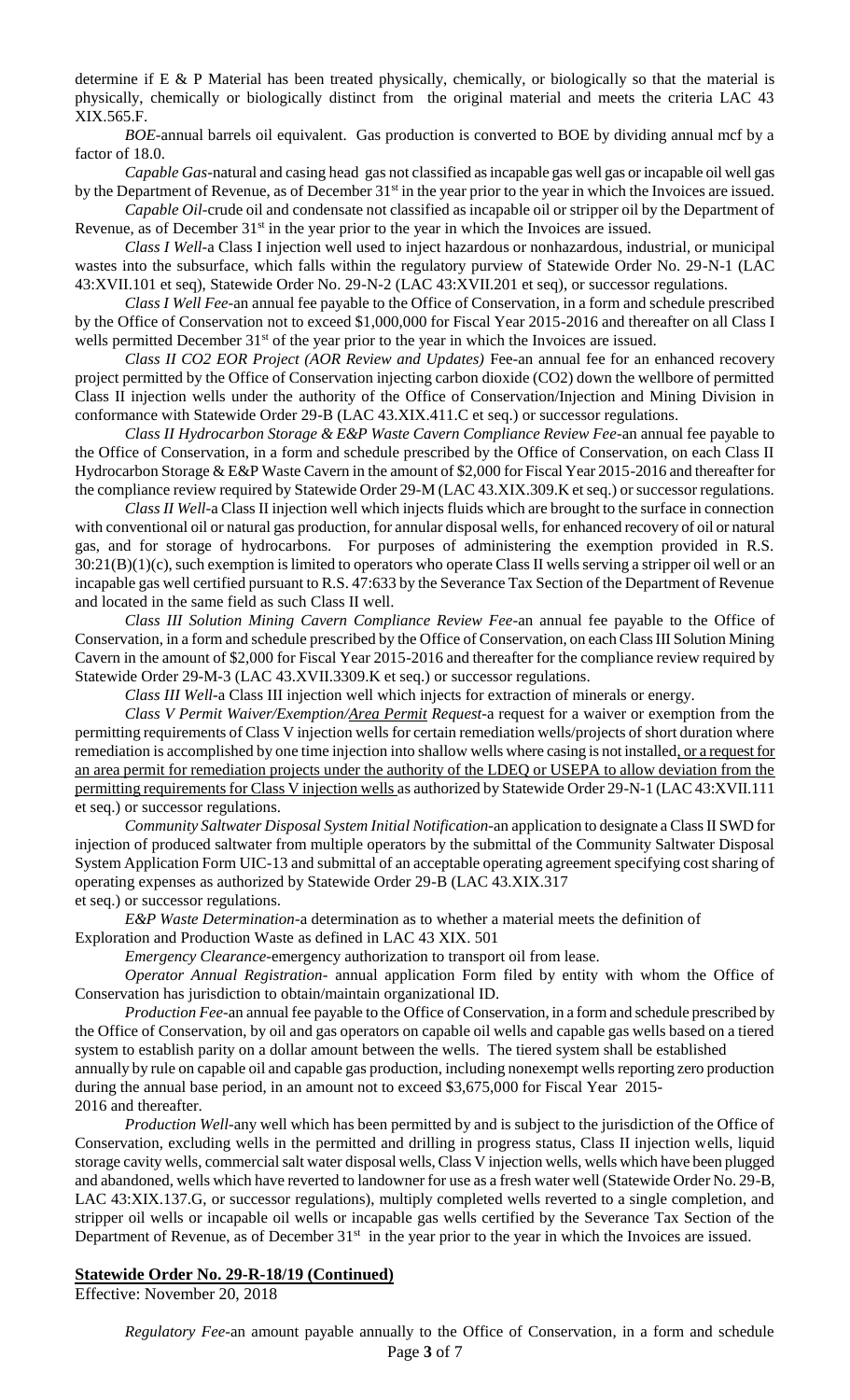determine if E & P Material has been treated physically, chemically, or biologically so that the material is physically, chemically or biologically distinct from the original material and meets the criteria LAC 43 XIX.565.F.

*BOE*-annual barrels oil equivalent. Gas production is converted to BOE by dividing annual mcf by a factor of 18.0.

*Capable Gas*-natural and casing head gas not classified as incapable gas well gas or incapable oil well gas by the Department of Revenue, as of December 31st in the year prior to the year in which the Invoices are issued.

*Capable Oil*-crude oil and condensate not classified as incapable oil or stripper oil by the Department of Revenue, as of December 31st in the year prior to the year in which the Invoices are issued.

*Class I Well*-a Class I injection well used to inject hazardous or nonhazardous, industrial, or municipal wastes into the subsurface, which falls within the regulatory purview of Statewide Order No. 29-N-1 (LAC 43:XVII.101 et seq), Statewide Order No. 29-N-2 (LAC 43:XVII.201 et seq), or successor regulations.

*Class I Well Fee*-an annual fee payable to the Office of Conservation, in a form and schedule prescribed by the Office of Conservation not to exceed $1,000,000 for Fiscal Year 2015-2016 and thereafter on all Class I wells permitted December 31st of the year prior to the year in which the Invoices are issued.

*Class II CO2 EOR Project (AOR Review and Updates)* Fee-an annual fee for an enhanced recovery project permitted by the Office of Conservation injecting carbon dioxide ($CO_2$) down the wellbore of permitted Class II injection wells under the authority of the Office of Conservation/Injection and Mining Division in conformance with Statewide Order 29-B (LAC 43.XIX.411.C et seq.) or successor regulations.

*Class II Hydrocarbon Storage & E&P Waste Cavern Compliance Review Fee*-an annual fee payable to the Office of Conservation, in a form and schedule prescribed by the Office of Conservation, on each Class II Hydrocarbon Storage & E&P Waste Cavern in the amount of $2,000 for Fiscal Year 2015-2016 and thereafter for the compliance review required by Statewide Order 29-M (LAC 43.XIX.309.K et seq.) or successor regulations.

*Class II Well*-a Class II injection well which injects fluids which are brought to the surface in connection with conventional oil or natural gas production, for annular disposal wells, for enhanced recovery of oil or natural gas, and for storage of hydrocarbons. For purposes of administering the exemption provided in R.S. 30:21(B)(1)(c), such exemption is limited to operators who operate Class II wells serving a stripper oil well or an incapable gas well certified pursuant to R.S. 47:633 by the Severance Tax Section of the Department of Revenue and located in the same field as such Class II well.

*Class III Solution Mining Cavern Compliance Review Fee*-an annual fee payable to the Office of Conservation, in a form and schedule prescribed by the Office of Conservation, on each Class III Solution Mining Cavern in the amount of $2,000 for Fiscal Year 2015-2016 and thereafter for the compliance review required by Statewide Order 29-M-3 (LAC 43.XVII.3309.K et seq.) or successor regulations.

*Class III Well*-a Class III injection well which injects for extraction of minerals or energy.

*Class V Permit Waiver/Exemption/<u>Area Permit</u> Request*-a request for a waiver or exemption from the permitting requirements of Class V injection wells for certain remediation wells/projects of short duration where remediation is accomplished by one time injection into shallow wells where casing is not installed<u>, or a request for an area permit for remediation projects under the authority of the LDEQ or USEPA to allow deviation from the permitting requirements for Class V injection wells</u> as authorized by Statewide Order 29-N-1 (LAC 43:XVII.111 et seq.) or successor regulations.

*Community Saltwater Disposal System Initial Notification*-an application to designate a Class II SWD for injection of produced saltwater from multiple operators by the submittal of the Community Saltwater Disposal System Application Form UIC-13 and submittal of an acceptable operating agreement specifying cost sharing of operating expenses as authorized by Statewide Order 29-B (LAC 43.XIX.317 et seq.) or successor regulations.

*E&P Waste Determination*-a determination as to whether a material meets the definition of Exploration and Production Waste as defined in LAC 43 XIX. 501

*Emergency Clearance*-emergency authorization to transport oil from lease.

*Operator Annual Registration*- annual application Form filed by entity with whom the Office of Conservation has jurisdiction to obtain/maintain organizational ID.

*Production Fee*-an annual fee payable to the Office of Conservation, in a form and schedule prescribed by the Office of Conservation, by oil and gas operators on capable oil wells and capable gas wells based on a tiered system to establish parity on a dollar amount between the wells. The tiered system shall be established annually by rule on capable oil and capable gas production, including nonexempt wells reporting zero production during the annual base period, in an amount not to exceed $3,675,000 for Fiscal Year 2015-2016 and thereafter.

*Production Well*-any well which has been permitted by and is subject to the jurisdiction of the Office of Conservation, excluding wells in the permitted and drilling in progress status, Class II injection wells, liquid storage cavity wells, commercial salt water disposal wells, Class V injection wells, wells which have been plugged and abandoned, wells which have reverted to landowner for use as a fresh water well (Statewide Order No. 29-B, LAC 43:XIX.137.G, or successor regulations), multiply completed wells reverted to a single completion, and stripper oil wells or incapable oil wells or incapable gas wells certified by the Severance Tax Section of the Department of Revenue, as of December 31st in the year prior to the year in which the Invoices are issued.

**<u>Statewide Order No. 29-R-18/19 (Continued)</u>**

Effective: November 20, 2018

*Regulatory Fee*-an amount payable annually to the Office of Conservation, in a form and schedule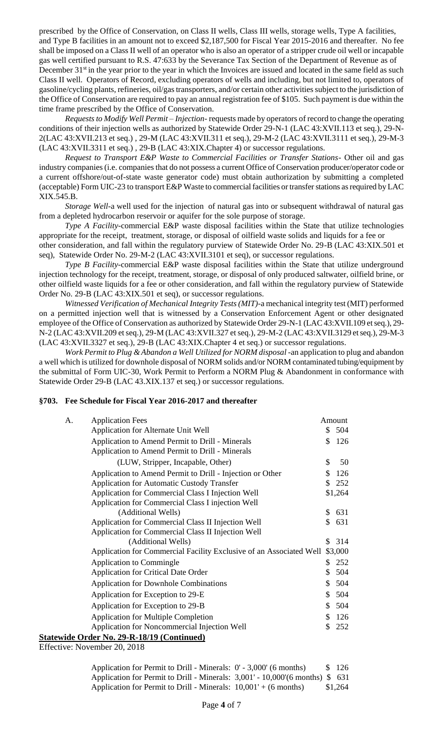prescribed by the Office of Conservation, on Class II wells, Class III wells, storage wells, Type A facilities, and Type B facilities in an amount not to exceed $2,187,500 for Fiscal Year 2015-2016 and thereafter. No fee shall be imposed on a Class II well of an operator who is also an operator of a stripper crude oil well or incapable gas well certified pursuant to R.S. 47:633 by the Severance Tax Section of the Department of Revenue as of December 31st in the year prior to the year in which the Invoices are issued and located in the same field as such Class II well. Operators of Record, excluding operators of wells and including, but not limited to, operators of gasoline/cycling plants, refineries, oil/gas transporters, and/or certain other activities subject to the jurisdiction of the Office of Conservation are required to pay an annual registration fee of $105. Such payment is due within the time frame prescribed by the Office of Conservation.

*Requests to Modify Well Permit – Injection*- requests made by operators of record to change the operating conditions of their injection wells as authorized by Statewide Order 29-N-1 (LAC 43:XVII.113 et seq.), 29-N-2(LAC 43:XVII.213 et seq.) , 29-M (LAC 43:XVII.311 et seq.), 29-M-2 (LAC 43:XVII.3111 et seq.), 29-M-3 (LAC 43:XVII.3311 et seq.) , 29-B (LAC 43:XIX.Chapter 4) or successor regulations.

*Request to Transport E&P Waste to Commercial Facilities or Transfer Stations*- Other oil and gas industry companies (i.e. companies that do not possess a current Office of Conservation producer/operator code or a current offshore/out-of-state waste generator code) must obtain authorization by submitting a completed (acceptable) Form UIC-23 to transport E&P Waste to commercial facilities or transfer stations as required by LAC XIX.545.B.

*Storage Well*-a well used for the injection of natural gas into or subsequent withdrawal of natural gas from a depleted hydrocarbon reservoir or aquifer for the sole purpose of storage.

*Type A Facility*-commercial E&P waste disposal facilities within the State that utilize technologies appropriate for the receipt, treatment, storage, or disposal of oilfield waste solids and liquids for a fee or other consideration, and fall within the regulatory purview of Statewide Order No. 29-B (LAC 43:XIX.501 et seq), Statewide Order No. 29-M-2 (LAC 43:XVII.3101 et seq), or successor regulations.

*Type B Facility*-commercial E&P waste disposal facilities within the State that utilize underground injection technology for the receipt, treatment, storage, or disposal of only produced saltwater, oilfield brine, or other oilfield waste liquids for a fee or other consideration, and fall within the regulatory purview of Statewide Order No. 29-B (LAC 43:XIX.501 et seq), or successor regulations.

*Witnessed Verification of Mechanical Integrity Tests (MIT)*-a mechanical integrity test (MIT) performed on a permitted injection well that is witnessed by a Conservation Enforcement Agent or other designated employee of the Office of Conservation as authorized by Statewide Order 29-N-1 (LAC 43:XVII.109 et seq.), 29-N-2 (LAC 43:XVII.209 et seq.), 29-M (LAC 43:XVII.327 et seq.), 29-M-2 (LAC 43:XVII.3129 et seq.), 29-M-3 (LAC 43:XVII.3327 et seq.), 29-B (LAC 43:XIX.Chapter 4 et seq.) or successor regulations.

*Work Permit to Plug & Abandon a Well Utilized for NORM disposal*-an application to plug and abandon a well which is utilized for downhole disposal of NORM solids and/or NORM contaminated tubing/equipment by the submittal of Form UIC-30, Work Permit to Perform a NORM Plug & Abandonment in conformance with Statewide Order 29-B (LAC 43.XIX.137 et seq.) or successor regulations.

### §703. Fee Schedule for Fiscal Year 2016-2017 and thereafter

| A. | Application Fees | Amount |
|---|---|---|
| | Application for Alternate Unit Well | $ 504 |
| | Application to Amend Permit to Drill - Minerals | $ 126 |
| | Application to Amend Permit to Drill - Minerals (LUW, Stripper, Incapable, Other) | $ 50 |
| | Application to Amend Permit to Drill - Injection or Other | $ 126 |
| | Application for Automatic Custody Transfer | $ 252 |
| | Application for Commercial Class I Injection Well | $1,264 |
| | Application for Commercial Class I injection Well (Additional Wells) | $ 631 |
| | Application for Commercial Class II Injection Well | $ 631 |
| | Application for Commercial Class II Injection Well (Additional Wells) | $ 314 |
| | Application for Commercial Facility Exclusive of an Associated Well | $3,000 |
| | Application to Commingle | $ 252 |
| | Application for Critical Date Order | $ 504 |
| | Application for Downhole Combinations | $ 504 |
| | Application for Exception to 29-E | $ 504 |
| | Application for Exception to 29-B | $ 504 |
| | Application for Multiple Completion | $ 126 |
| | Application for Noncommercial Injection Well | $ 252 |

**Statewide Order No. 29-R-18/19 (Continued)**

Effective: November 20, 2018

| | | |
|---|---|---|
| | Application for Permit to Drill - Minerals: 0' - 3,000' (6 months) | $ 126 |
| | Application for Permit to Drill - Minerals: 3,001' - 10,000'(6 months) | $ 631 |
| | Application for Permit to Drill - Minerals: 10,001' + (6 months) | $1,264 |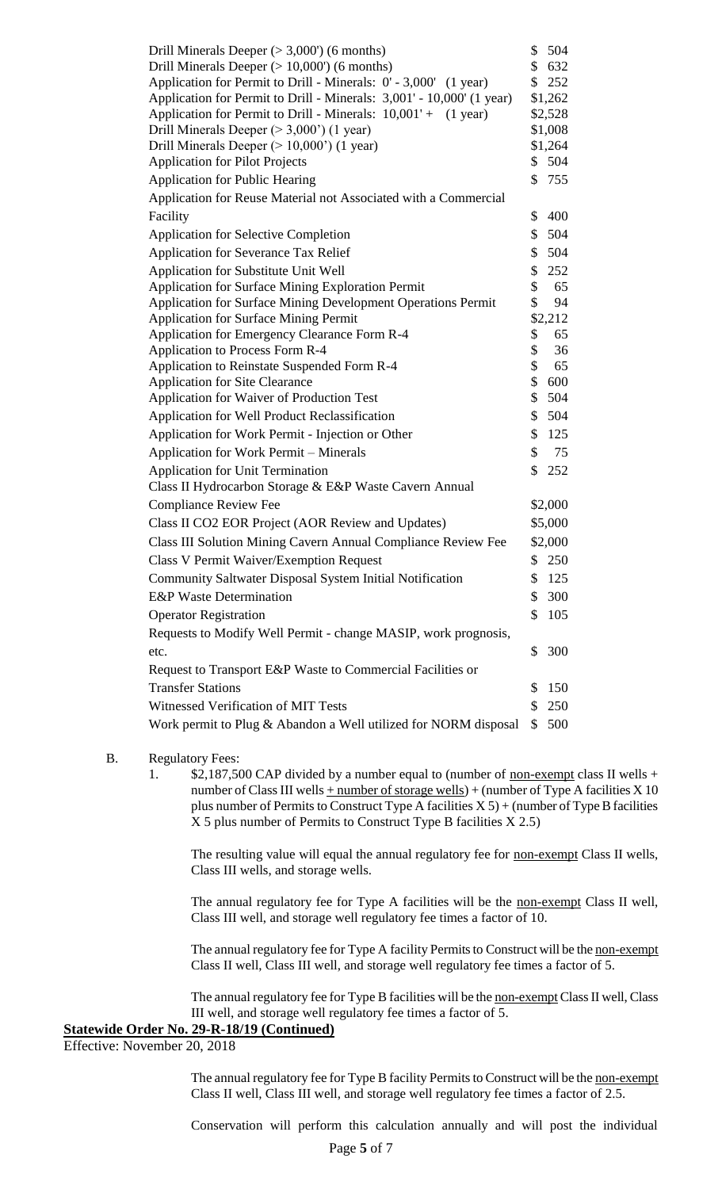| | |
|---|---|
| Drill Minerals Deeper (> 3,000') (6 months) | $ 504 |
| Drill Minerals Deeper (> 10,000') (6 months) | $ 632 |
| Application for Permit to Drill - Minerals: 0' - 3,000' (1 year) | $ 252 |
| Application for Permit to Drill - Minerals: 3,001' - 10,000' (1 year) | $1,262 |
| Application for Permit to Drill - Minerals: 10,001' + (1 year) | $2,528 |
| Drill Minerals Deeper (> 3,000') (1 year) | $1,008 |
| Drill Minerals Deeper (> 10,000') (1 year) | $1,264 |
| Application for Pilot Projects | $ 504 |
| Application for Public Hearing | $ 755 |
| Application for Reuse Material not Associated with a Commercial Facility | $ 400 |
| Application for Selective Completion | $ 504 |
| Application for Severance Tax Relief | $ 504 |
| Application for Substitute Unit Well | $ 252 |
| Application for Surface Mining Exploration Permit | $ 65 |
| Application for Surface Mining Development Operations Permit | $ 94 |
| Application for Surface Mining Permit | $2,212 |
| Application for Emergency Clearance Form R-4 | $ 65 |
| Application to Process Form R-4 | $ 36 |
| Application to Reinstate Suspended Form R-4 | $ 65 |
| Application for Site Clearance | $ 600 |
| Application for Waiver of Production Test | $ 504 |
| Application for Well Product Reclassification | $ 504 |
| Application for Work Permit - Injection or Other | $ 125 |
| Application for Work Permit – Minerals | $ 75 |
| Application for Unit Termination | $ 252 |
| Class II Hydrocarbon Storage & E&P Waste Cavern Annual Compliance Review Fee | $2,000 |
| Class II CO2 EOR Project (AOR Review and Updates) | $5,000 |
| Class III Solution Mining Cavern Annual Compliance Review Fee | $2,000 |
| Class V Permit Waiver/Exemption Request | $ 250 |
| Community Saltwater Disposal System Initial Notification | $ 125 |
| E&P Waste Determination | $ 300 |
| Operator Registration | $ 105 |
| Requests to Modify Well Permit - change MASIP, work prognosis, etc. | $ 300 |
| Request to Transport E&P Waste to Commercial Facilities or Transfer Stations | $ 150 |
| Witnessed Verification of MIT Tests | $ 250 |
| Work permit to Plug & Abandon a Well utilized for NORM disposal | $ 500 |

B. Regulatory Fees:

1. $2,187,500 CAP divided by a number equal to (number of non-exempt class II wells + number of Class III wells + number of storage wells) + (number of Type A facilities X 10 plus number of Permits to Construct Type A facilities X 5) + (number of Type B facilities X 5 plus number of Permits to Construct Type B facilities X 2.5)

   The resulting value will equal the annual regulatory fee for non-exempt Class II wells, Class III wells, and storage wells.

   The annual regulatory fee for Type A facilities will be the non-exempt Class II well, Class III well, and storage well regulatory fee times a factor of 10.

   The annual regulatory fee for Type A facility Permits to Construct will be the non-exempt Class II well, Class III well, and storage well regulatory fee times a factor of 5.

   The annual regulatory fee for Type B facilities will be the non-exempt Class II well, Class III well, and storage well regulatory fee times a factor of 5.

**Statewide Order No. 29-R-18/19 (Continued)**

Effective: November 20, 2018

   The annual regulatory fee for Type B facility Permits to Construct will be the non-exempt Class II well, Class III well, and storage well regulatory fee times a factor of 2.5.

   Conservation will perform this calculation annually and will post the individual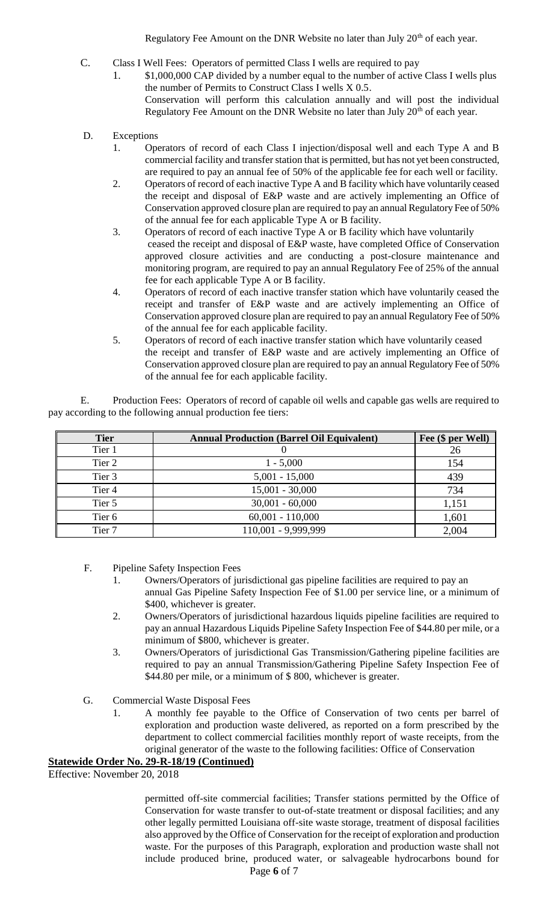Regulatory Fee Amount on the DNR Website no later than July 20th of each year.

C. Class I Well Fees: Operators of permitted Class I wells are required to pay

1. \$1,000,000 CAP divided by a number equal to the number of active Class I wells plus the number of Permits to Construct Class I wells X 0.5.
   Conservation will perform this calculation annually and will post the individual Regulatory Fee Amount on the DNR Website no later than July 20th of each year.

D. Exceptions

1. Operators of record of each Class I injection/disposal well and each Type A and B commercial facility and transfer station that is permitted, but has not yet been constructed, are required to pay an annual fee of 50% of the applicable fee for each well or facility.
2. Operators of record of each inactive Type A and B facility which have voluntarily ceased the receipt and disposal of E&P waste and are actively implementing an Office of Conservation approved closure plan are required to pay an annual Regulatory Fee of 50% of the annual fee for each applicable Type A or B facility.
3. Operators of record of each inactive Type A or B facility which have voluntarily ceased the receipt and disposal of E&P waste, have completed Office of Conservation approved closure activities and are conducting a post-closure maintenance and monitoring program, are required to pay an annual Regulatory Fee of 25% of the annual fee for each applicable Type A or B facility.
4. Operators of record of each inactive transfer station which have voluntarily ceased the receipt and transfer of E&P waste and are actively implementing an Office of Conservation approved closure plan are required to pay an annual Regulatory Fee of 50% of the annual fee for each applicable facility.
5. Operators of record of each inactive transfer station which have voluntarily ceased the receipt and transfer of E&P waste and are actively implementing an Office of Conservation approved closure plan are required to pay an annual Regulatory Fee of 50% of the annual fee for each applicable facility.

E. Production Fees: Operators of record of capable oil wells and capable gas wells are required to pay according to the following annual production fee tiers:

| Tier | Annual Production (Barrel Oil Equivalent) | Fee (\$ per Well) |
|---|---|---|
| Tier 1 | 0 | 26 |
| Tier 2 | 1 - 5,000 | 154 |
| Tier 3 | 5,001 - 15,000 | 439 |
| Tier 4 | 15,001 - 30,000 | 734 |
| Tier 5 | 30,001 - 60,000 | 1,151 |
| Tier 6 | 60,001 - 110,000 | 1,601 |
| Tier 7 | 110,001 - 9,999,999 | 2,004 |

F. Pipeline Safety Inspection Fees

1. Owners/Operators of jurisdictional gas pipeline facilities are required to pay an annual Gas Pipeline Safety Inspection Fee of \$1.00 per service line, or a minimum of \$400, whichever is greater.
2. Owners/Operators of jurisdictional hazardous liquids pipeline facilities are required to pay an annual Hazardous Liquids Pipeline Safety Inspection Fee of \$44.80 per mile, or a minimum of \$800, whichever is greater.
3. Owners/Operators of jurisdictional Gas Transmission/Gathering pipeline facilities are required to pay an annual Transmission/Gathering Pipeline Safety Inspection Fee of \$44.80 per mile, or a minimum of \$ 800, whichever is greater.

G. Commercial Waste Disposal Fees

1. A monthly fee payable to the Office of Conservation of two cents per barrel of exploration and production waste delivered, as reported on a form prescribed by the department to collect commercial facilities monthly report of waste receipts, from the original generator of the waste to the following facilities: Office of Conservation permitted off-site commercial facilities; Transfer stations permitted by the Office of Conservation for waste transfer to out-of-state treatment or disposal facilities; and any other legally permitted Louisiana off-site waste storage, treatment of disposal facilities also approved by the Office of Conservation for the receipt of exploration and production waste. For the purposes of this Paragraph, exploration and production waste shall not include produced brine, produced water, or salvageable hydrocarbons bound for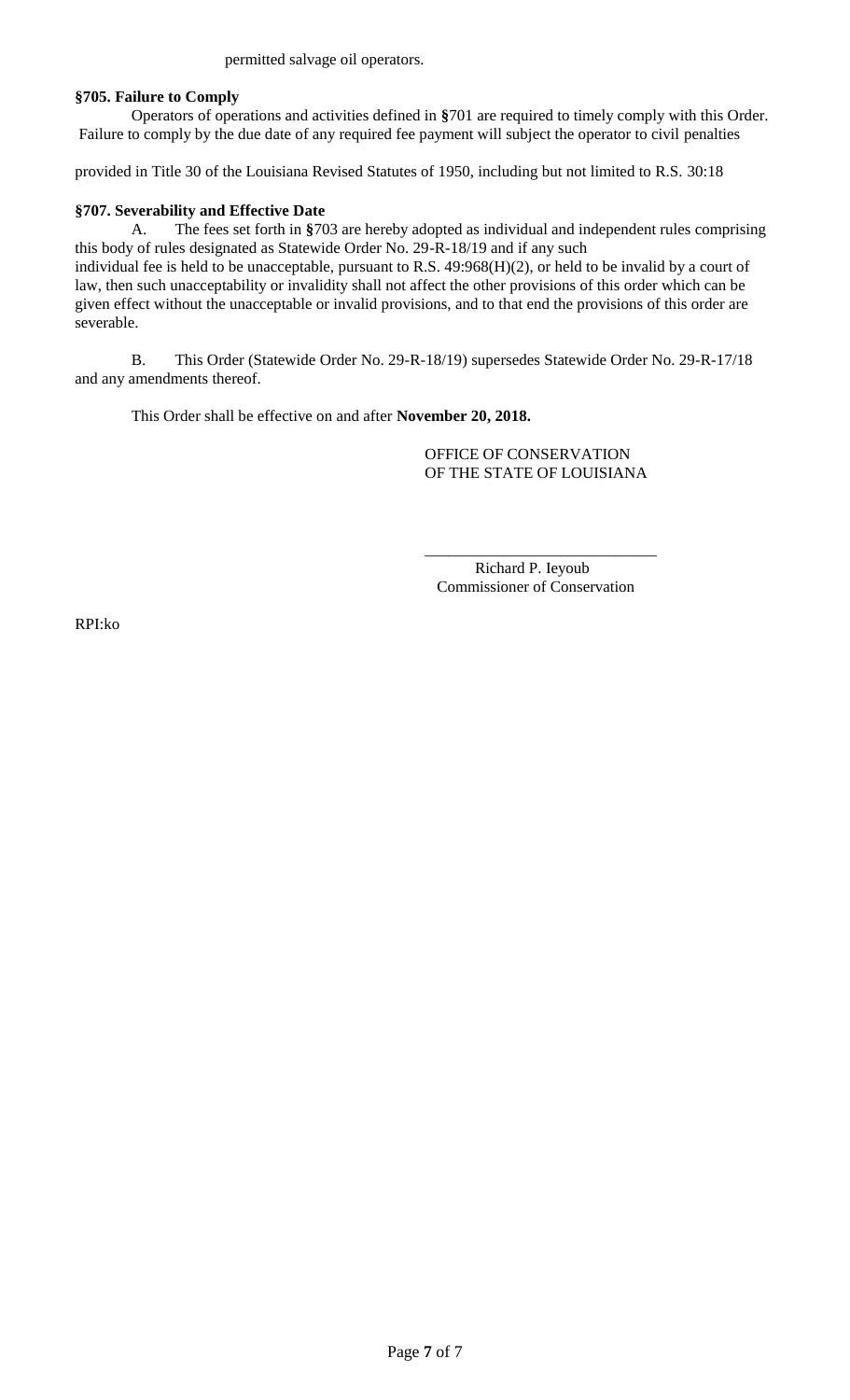permitted salvage oil operators.

**§705. Failure to Comply**

Operators of operations and activities defined in **§**701 are required to timely comply with this Order. Failure to comply by the due date of any required fee payment will subject the operator to civil penalties

provided in Title 30 of the Louisiana Revised Statutes of 1950, including but not limited to R.S. 30:18

**§707. Severability and Effective Date**

A. The fees set forth in **§**703 are hereby adopted as individual and independent rules comprising this body of rules designated as Statewide Order No. 29-R-18/19 and if any such individual fee is held to be unacceptable, pursuant to R.S. 49:968(H)(2), or held to be invalid by a court of law, then such unacceptability or invalidity shall not affect the other provisions of this order which can be given effect without the unacceptable or invalid provisions, and to that end the provisions of this order are severable.

B. This Order (Statewide Order No. 29-R-18/19) supersedes Statewide Order No. 29-R-17/18 and any amendments thereof.

This Order shall be effective on and after **November 20, 2018.**

OFFICE OF CONSERVATION
OF THE STATE OF LOUISIANA

_____________________________

Richard P. Ieyoub
Commissioner of Conservation

RPI:ko